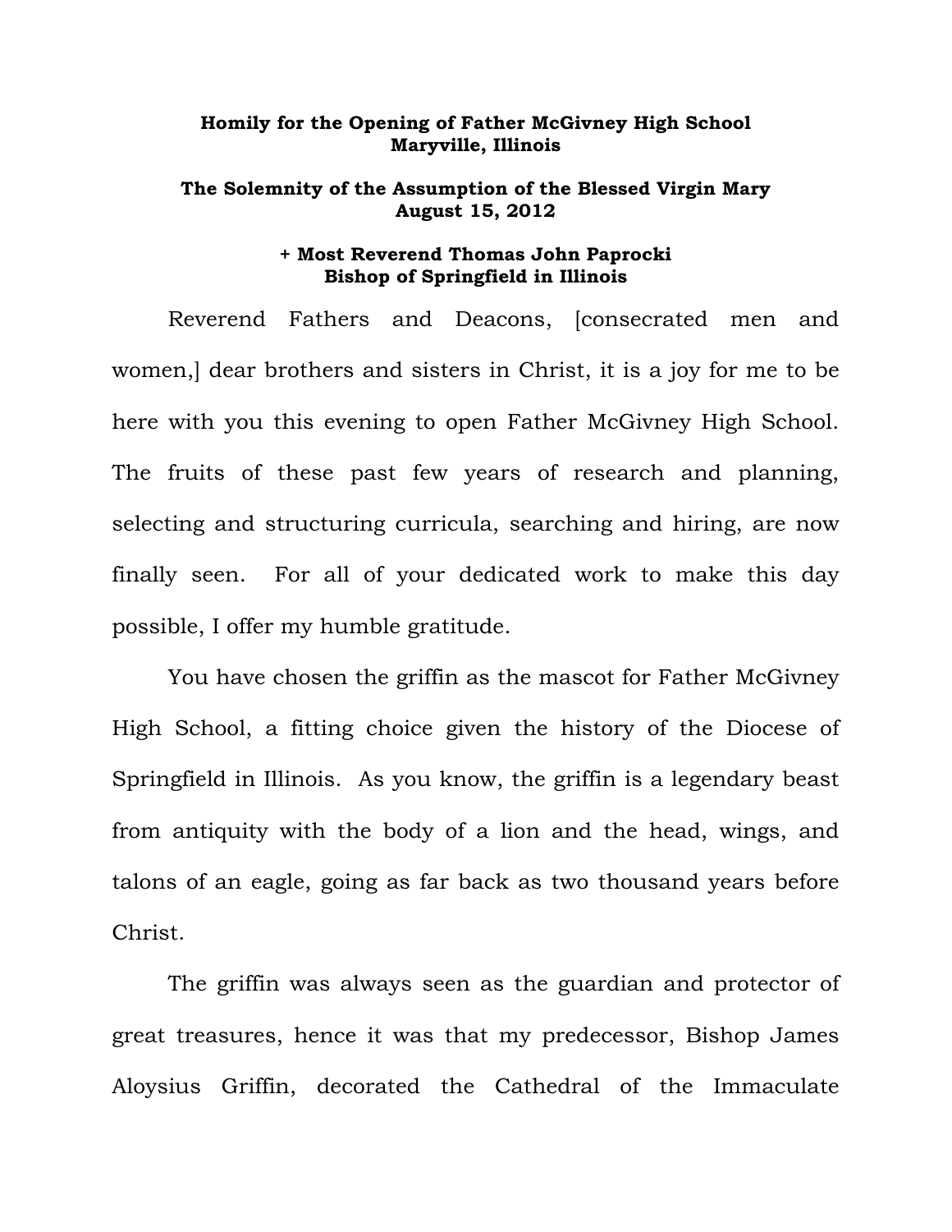**Homily for the Opening of Father McGivney High School**
**Maryville, Illinois**

**The Solemnity of the Assumption of the Blessed Virgin Mary**
**August 15, 2012**

**+ Most Reverend Thomas John Paprocki**
**Bishop of Springfield in Illinois**

Reverend Fathers and Deacons, [consecrated men and women,] dear brothers and sisters in Christ, it is a joy for me to be here with you this evening to open Father McGivney High School. The fruits of these past few years of research and planning, selecting and structuring curricula, searching and hiring, are now finally seen. For all of your dedicated work to make this day possible, I offer my humble gratitude.

You have chosen the griffin as the mascot for Father McGivney High School, a fitting choice given the history of the Diocese of Springfield in Illinois. As you know, the griffin is a legendary beast from antiquity with the body of a lion and the head, wings, and talons of an eagle, going as far back as two thousand years before Christ.

The griffin was always seen as the guardian and protector of great treasures, hence it was that my predecessor, Bishop James Aloysius Griffin, decorated the Cathedral of the Immaculate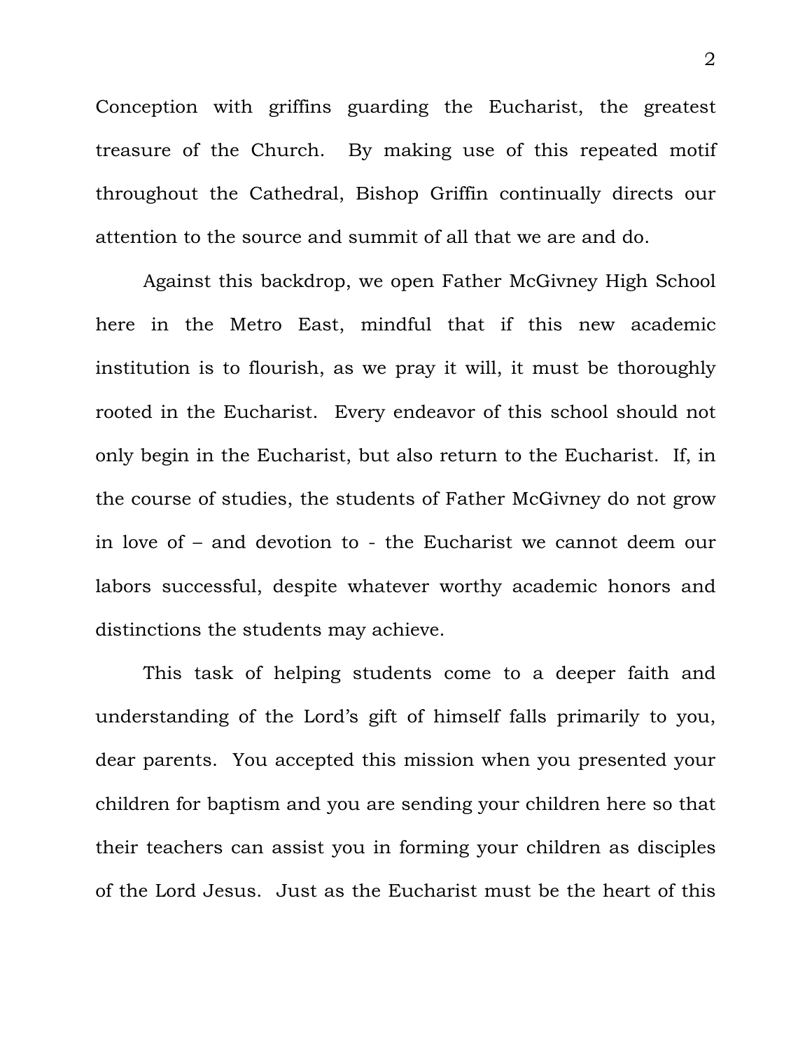Conception with griffins guarding the Eucharist, the greatest treasure of the Church. By making use of this repeated motif throughout the Cathedral, Bishop Griffin continually directs our attention to the source and summit of all that we are and do.

Against this backdrop, we open Father McGivney High School here in the Metro East, mindful that if this new academic institution is to flourish, as we pray it will, it must be thoroughly rooted in the Eucharist. Every endeavor of this school should not only begin in the Eucharist, but also return to the Eucharist. If, in the course of studies, the students of Father McGivney do not grow in love of – and devotion to - the Eucharist we cannot deem our labors successful, despite whatever worthy academic honors and distinctions the students may achieve.

This task of helping students come to a deeper faith and understanding of the Lord's gift of himself falls primarily to you, dear parents. You accepted this mission when you presented your children for baptism and you are sending your children here so that their teachers can assist you in forming your children as disciples of the Lord Jesus. Just as the Eucharist must be the heart of this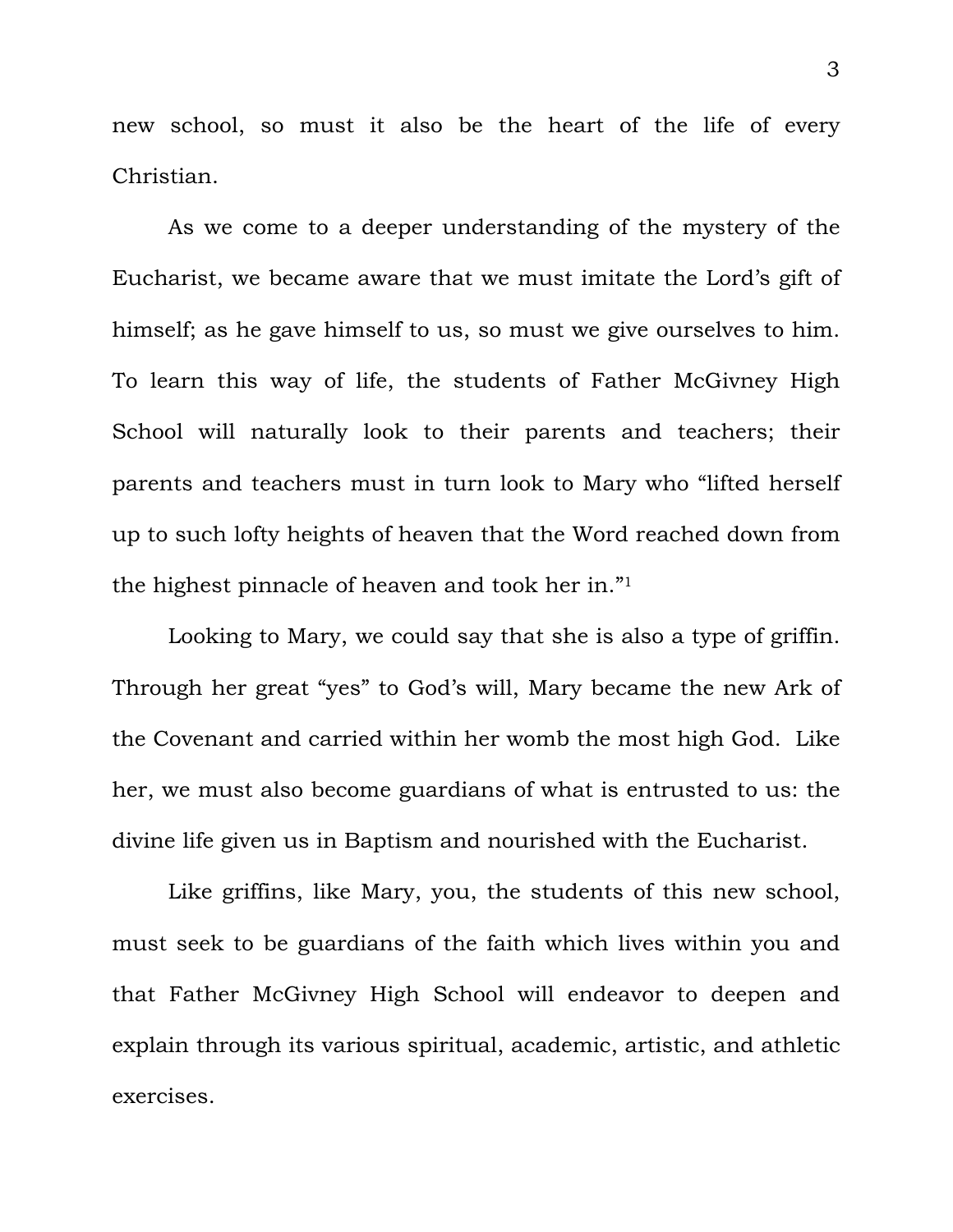new school, so must it also be the heart of the life of every Christian.

As we come to a deeper understanding of the mystery of the Eucharist, we became aware that we must imitate the Lord's gift of himself; as he gave himself to us, so must we give ourselves to him. To learn this way of life, the students of Father McGivney High School will naturally look to their parents and teachers; their parents and teachers must in turn look to Mary who "lifted herself up to such lofty heights of heaven that the Word reached down from the highest pinnacle of heaven and took her in."[1]

Looking to Mary, we could say that she is also a type of griffin. Through her great "yes" to God's will, Mary became the new Ark of the Covenant and carried within her womb the most high God. Like her, we must also become guardians of what is entrusted to us: the divine life given us in Baptism and nourished with the Eucharist.

Like griffins, like Mary, you, the students of this new school, must seek to be guardians of the faith which lives within you and that Father McGivney High School will endeavor to deepen and explain through its various spiritual, academic, artistic, and athletic exercises.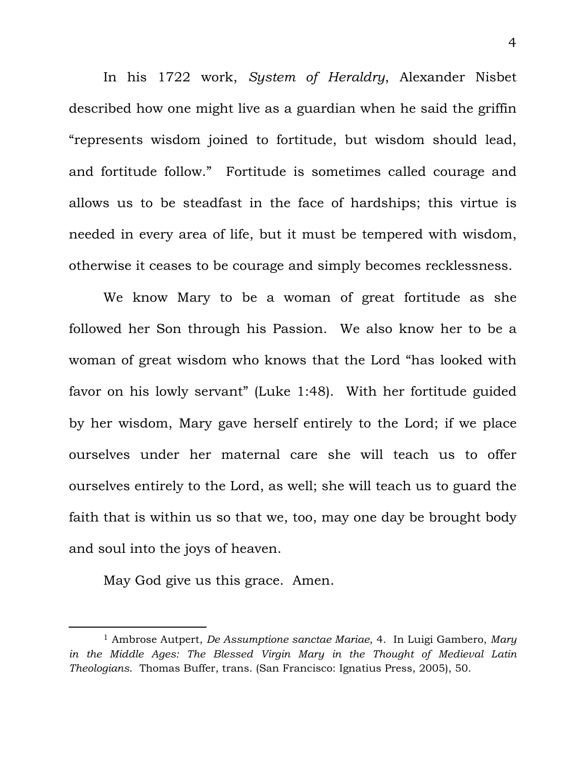In his 1722 work, *System of Heraldry*, Alexander Nisbet described how one might live as a guardian when he said the griffin "represents wisdom joined to fortitude, but wisdom should lead, and fortitude follow." Fortitude is sometimes called courage and allows us to be steadfast in the face of hardships; this virtue is needed in every area of life, but it must be tempered with wisdom, otherwise it ceases to be courage and simply becomes recklessness.

We know Mary to be a woman of great fortitude as she followed her Son through his Passion. We also know her to be a woman of great wisdom who knows that the Lord "has looked with favor on his lowly servant" (Luke 1:48). With her fortitude guided by her wisdom, Mary gave herself entirely to the Lord; if we place ourselves under her maternal care she will teach us to offer ourselves entirely to the Lord, as well; she will teach us to guard the faith that is within us so that we, too, may one day be brought body and soul into the joys of heaven.

May God give us this grace. Amen.

---

[1] Ambrose Autpert, *De Assumptione sanctae Mariae*, 4. In Luigi Gambero, *Mary in the Middle Ages: The Blessed Virgin Mary in the Thought of Medieval Latin Theologians*. Thomas Buffer, trans. (San Francisco: Ignatius Press, 2005), 50.